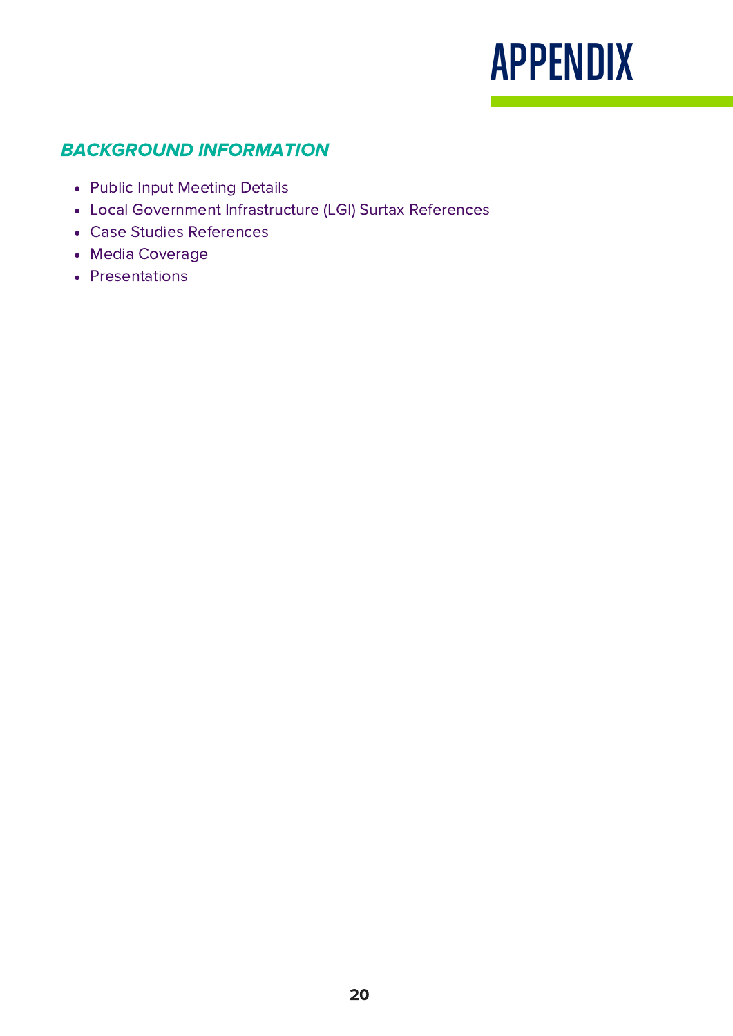# APPENDIX

## *BACKGROUND INFORMATION*

- Public Input Meeting Details
- Local Government Infrastructure (LGI) Surtax References
- Case Studies References
- Media Coverage
- Presentations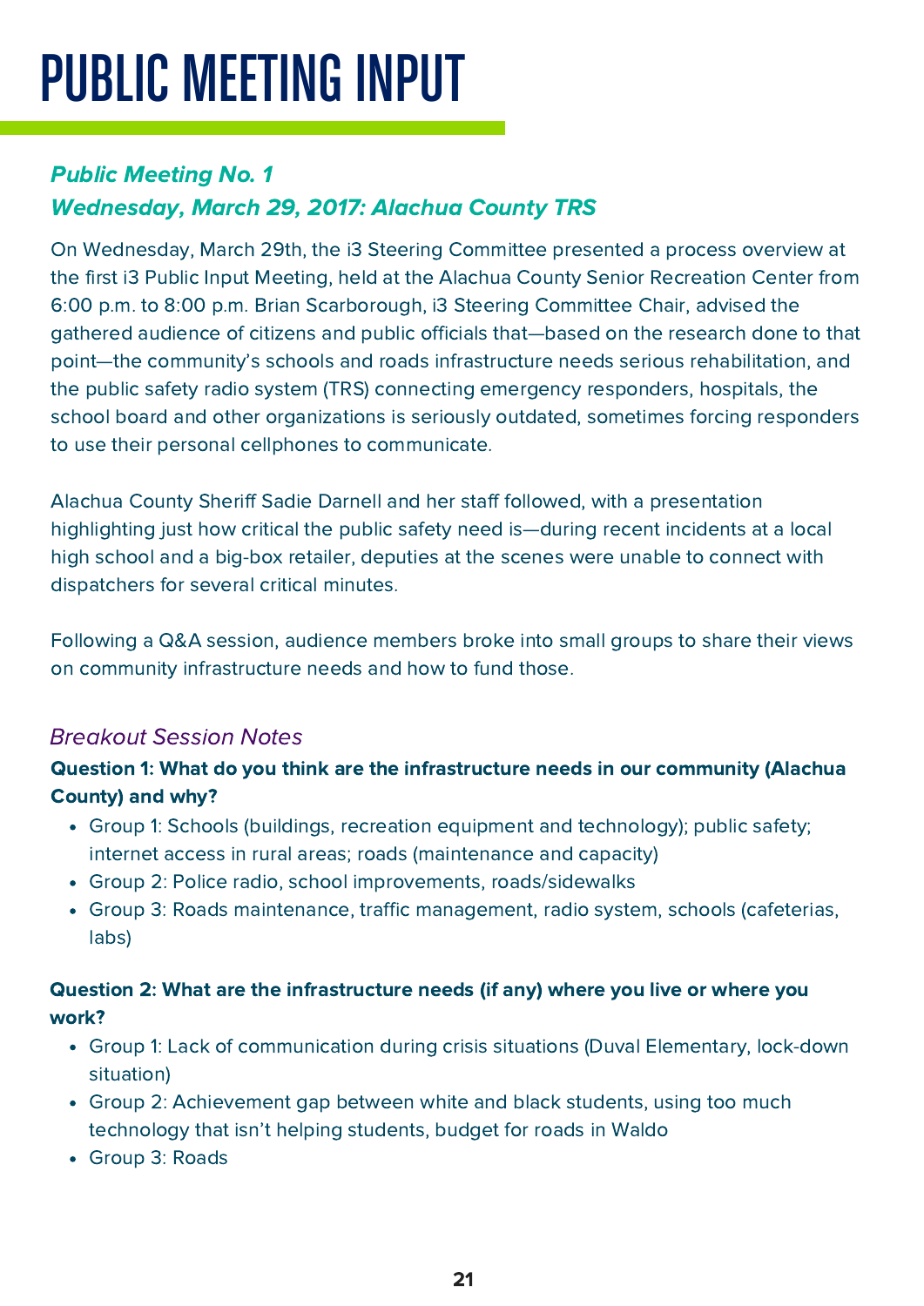# PUBLIC MEETING INPUT

### *Public Meeting No. 1*
### *Wednesday, March 29, 2017: Alachua County TRS*

On Wednesday, March 29th, the i3 Steering Committee presented a process overview at the first i3 Public Input Meeting, held at the Alachua County Senior Recreation Center from 6:00 p.m. to 8:00 p.m. Brian Scarborough, i3 Steering Committee Chair, advised the gathered audience of citizens and public officials that—based on the research done to that point—the community's schools and roads infrastructure needs serious rehabilitation, and the public safety radio system (TRS) connecting emergency responders, hospitals, the school board and other organizations is seriously outdated, sometimes forcing responders to use their personal cellphones to communicate.

Alachua County Sheriff Sadie Darnell and her staff followed, with a presentation highlighting just how critical the public safety need is—during recent incidents at a local high school and a big-box retailer, deputies at the scenes were unable to connect with dispatchers for several critical minutes.

Following a Q&A session, audience members broke into small groups to share their views on community infrastructure needs and how to fund those.

#### *Breakout Session Notes*

**Question 1: What do you think are the infrastructure needs in our community (Alachua County) and why?**

- Group 1: Schools (buildings, recreation equipment and technology); public safety; internet access in rural areas; roads (maintenance and capacity)
- Group 2: Police radio, school improvements, roads/sidewalks
- Group 3: Roads maintenance, traffic management, radio system, schools (cafeterias, labs)

**Question 2: What are the infrastructure needs (if any) where you live or where you work?**

- Group 1: Lack of communication during crisis situations (Duval Elementary, lock-down situation)
- Group 2: Achievement gap between white and black students, using too much technology that isn't helping students, budget for roads in Waldo
- Group 3: Roads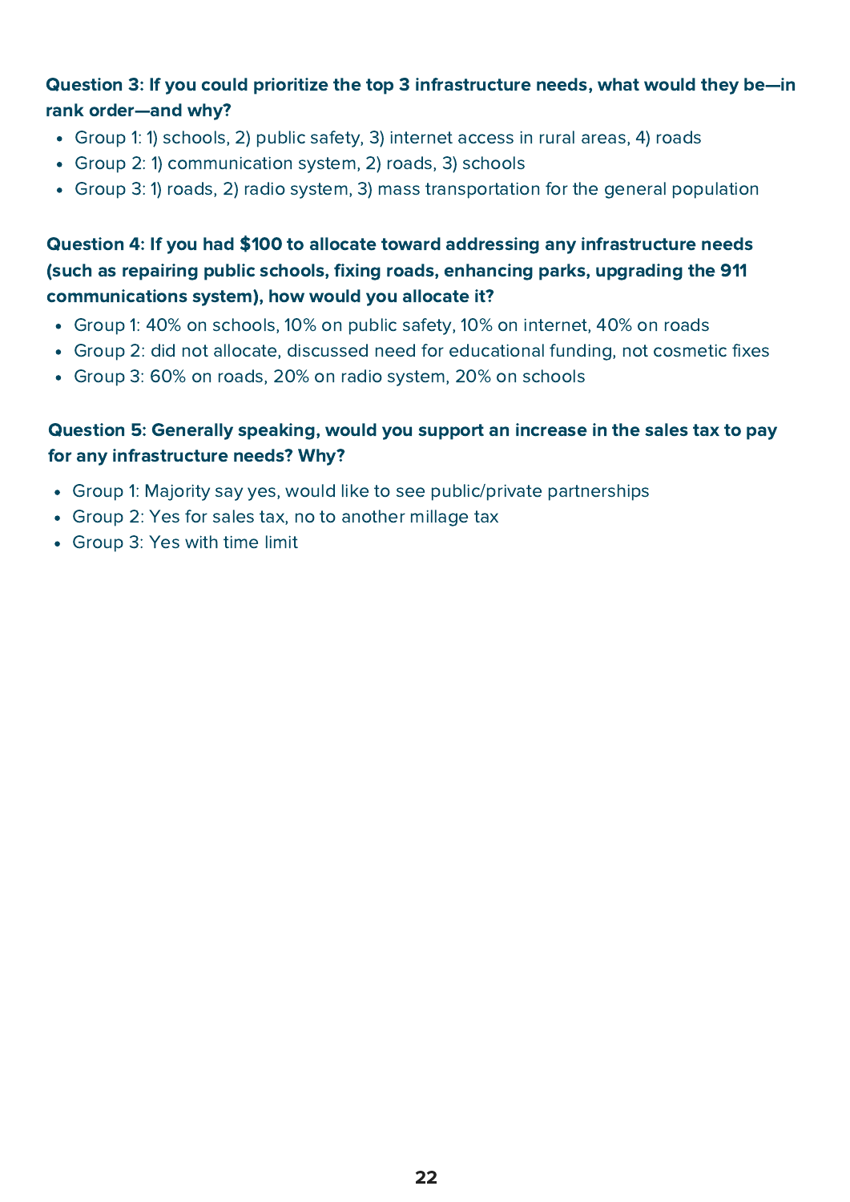**Question 3: If you could prioritize the top 3 infrastructure needs, what would they be—in rank order—and why?**

- Group 1: 1) schools, 2) public safety, 3) internet access in rural areas, 4) roads
- Group 2: 1) communication system, 2) roads, 3) schools
- Group 3: 1) roads, 2) radio system, 3) mass transportation for the general population

**Question 4: If you had $100 to allocate toward addressing any infrastructure needs (such as repairing public schools, fixing roads, enhancing parks, upgrading the 911 communications system), how would you allocate it?**

- Group 1: 40% on schools, 10% on public safety, 10% on internet, 40% on roads
- Group 2: did not allocate, discussed need for educational funding, not cosmetic fixes
- Group 3: 60% on roads, 20% on radio system, 20% on schools

**Question 5: Generally speaking, would you support an increase in the sales tax to pay for any infrastructure needs? Why?**

- Group 1: Majority say yes, would like to see public/private partnerships
- Group 2: Yes for sales tax, no to another millage tax
- Group 3: Yes with time limit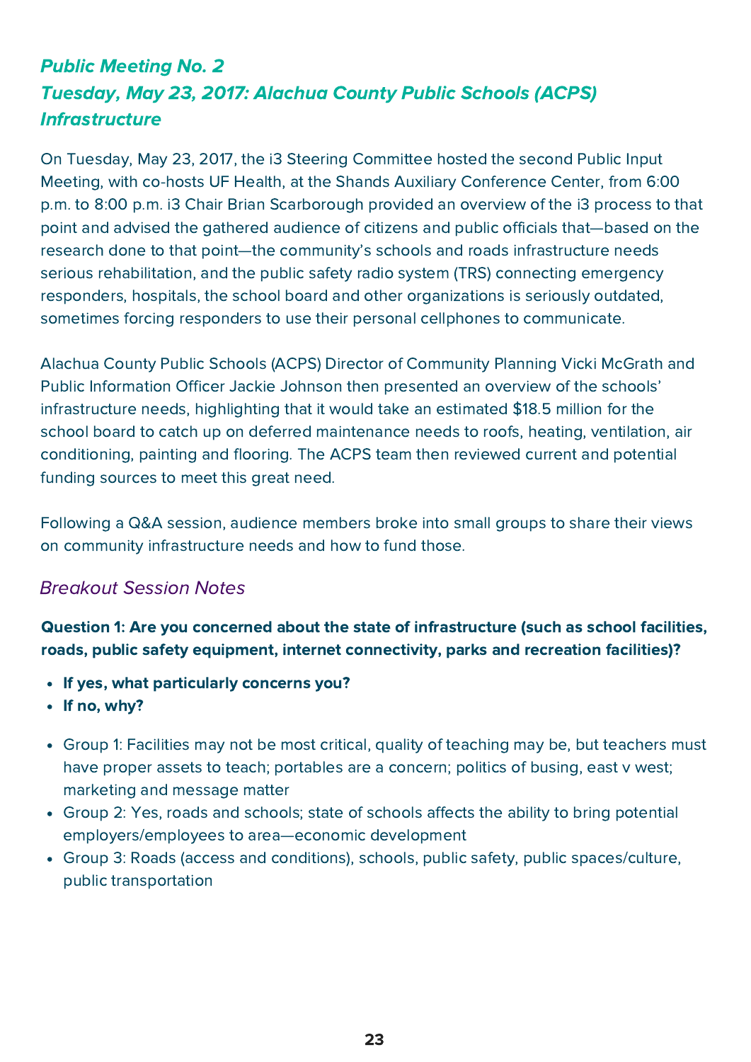## *Public Meeting No. 2*
## *Tuesday, May 23, 2017: Alachua County Public Schools (ACPS) Infrastructure*

On Tuesday, May 23, 2017, the i3 Steering Committee hosted the second Public Input Meeting, with co-hosts UF Health, at the Shands Auxiliary Conference Center, from 6:00 p.m. to 8:00 p.m. i3 Chair Brian Scarborough provided an overview of the i3 process to that point and advised the gathered audience of citizens and public officials that—based on the research done to that point—the community's schools and roads infrastructure needs serious rehabilitation, and the public safety radio system (TRS) connecting emergency responders, hospitals, the school board and other organizations is seriously outdated, sometimes forcing responders to use their personal cellphones to communicate.

Alachua County Public Schools (ACPS) Director of Community Planning Vicki McGrath and Public Information Officer Jackie Johnson then presented an overview of the schools' infrastructure needs, highlighting that it would take an estimated $18.5 million for the school board to catch up on deferred maintenance needs to roofs, heating, ventilation, air conditioning, painting and flooring. The ACPS team then reviewed current and potential funding sources to meet this great need.

Following a Q&A session, audience members broke into small groups to share their views on community infrastructure needs and how to fund those.

### *Breakout Session Notes*

**Question 1: Are you concerned about the state of infrastructure (such as school facilities, roads, public safety equipment, internet connectivity, parks and recreation facilities)?**

- **If yes, what particularly concerns you?**
- **If no, why?**

- Group 1: Facilities may not be most critical, quality of teaching may be, but teachers must have proper assets to teach; portables are a concern; politics of busing, east v west; marketing and message matter
- Group 2: Yes, roads and schools; state of schools affects the ability to bring potential employers/employees to area—economic development
- Group 3: Roads (access and conditions), schools, public safety, public spaces/culture, public transportation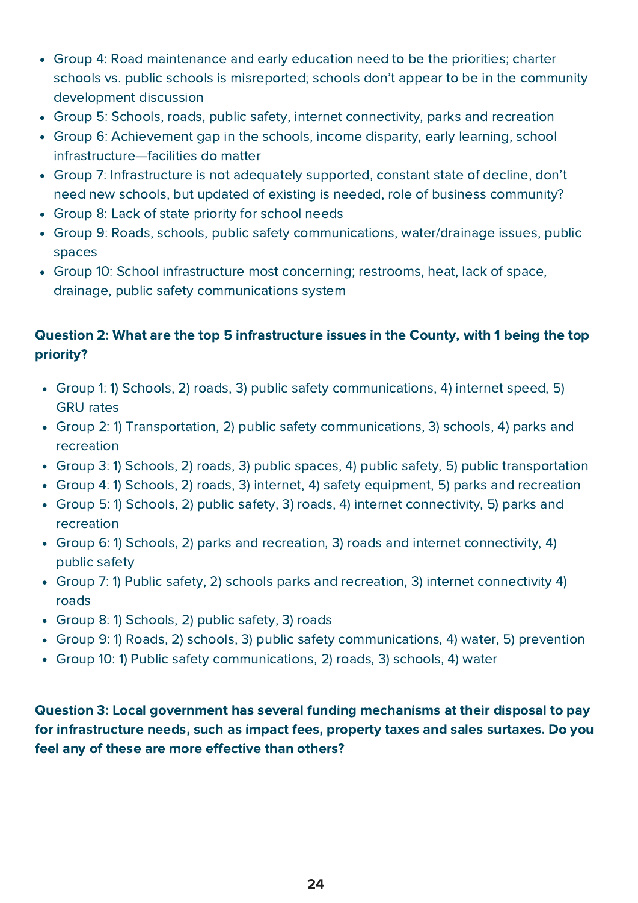- Group 4: Road maintenance and early education need to be the priorities; charter schools vs. public schools is misreported; schools don't appear to be in the community development discussion
- Group 5: Schools, roads, public safety, internet connectivity, parks and recreation
- Group 6: Achievement gap in the schools, income disparity, early learning, school infrastructure—facilities do matter
- Group 7: Infrastructure is not adequately supported, constant state of decline, don't need new schools, but updated of existing is needed, role of business community?
- Group 8: Lack of state priority for school needs
- Group 9: Roads, schools, public safety communications, water/drainage issues, public spaces
- Group 10: School infrastructure most concerning; restrooms, heat, lack of space, drainage, public safety communications system

**Question 2: What are the top 5 infrastructure issues in the County, with 1 being the top priority?**

- Group 1: 1) Schools, 2) roads, 3) public safety communications, 4) internet speed, 5) GRU rates
- Group 2: 1) Transportation, 2) public safety communications, 3) schools, 4) parks and recreation
- Group 3: 1) Schools, 2) roads, 3) public spaces, 4) public safety, 5) public transportation
- Group 4: 1) Schools, 2) roads, 3) internet, 4) safety equipment, 5) parks and recreation
- Group 5: 1) Schools, 2) public safety, 3) roads, 4) internet connectivity, 5) parks and recreation
- Group 6: 1) Schools, 2) parks and recreation, 3) roads and internet connectivity, 4) public safety
- Group 7: 1) Public safety, 2) schools parks and recreation, 3) internet connectivity 4) roads
- Group 8: 1) Schools, 2) public safety, 3) roads
- Group 9: 1) Roads, 2) schools, 3) public safety communications, 4) water, 5) prevention
- Group 10: 1) Public safety communications, 2) roads, 3) schools, 4) water

**Question 3: Local government has several funding mechanisms at their disposal to pay for infrastructure needs, such as impact fees, property taxes and sales surtaxes. Do you feel any of these are more effective than others?**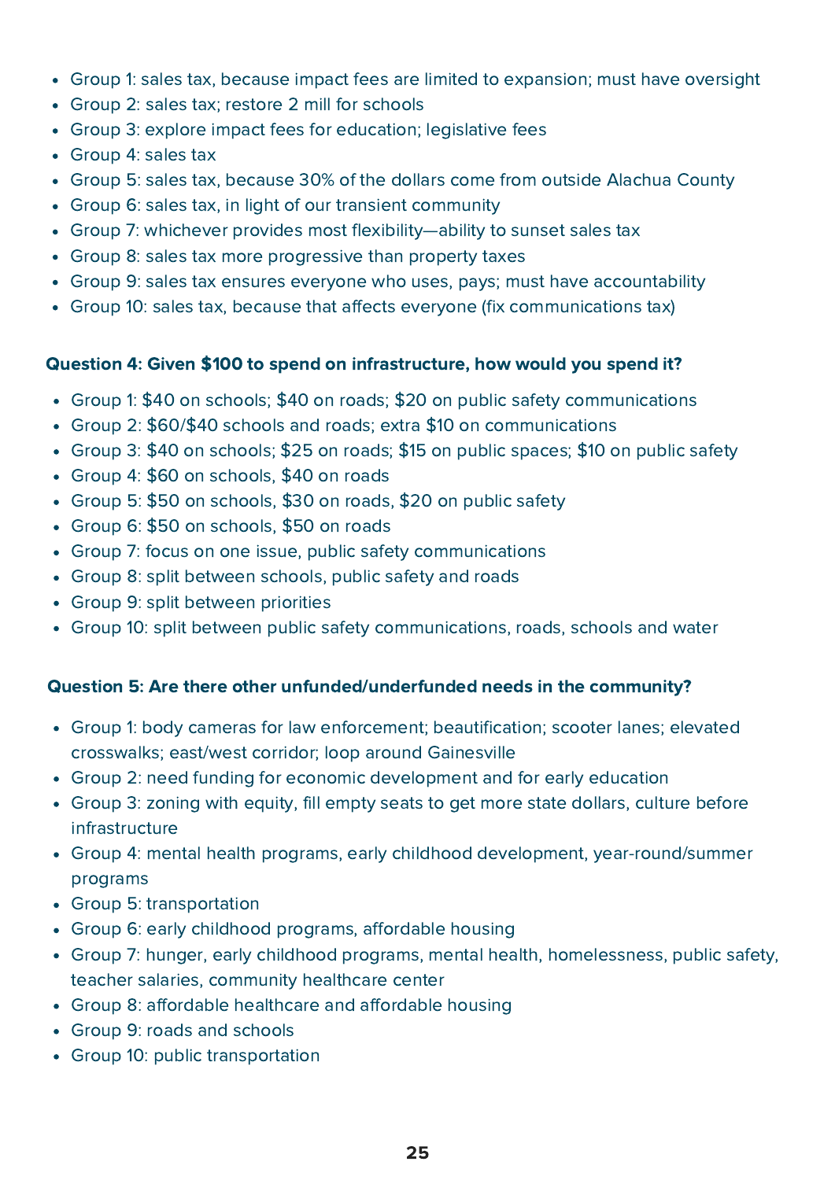- Group 1: sales tax, because impact fees are limited to expansion; must have oversight
- Group 2: sales tax; restore 2 mill for schools
- Group 3: explore impact fees for education; legislative fees
- Group 4: sales tax
- Group 5: sales tax, because 30% of the dollars come from outside Alachua County
- Group 6: sales tax, in light of our transient community
- Group 7: whichever provides most flexibility—ability to sunset sales tax
- Group 8: sales tax more progressive than property taxes
- Group 9: sales tax ensures everyone who uses, pays; must have accountability
- Group 10: sales tax, because that affects everyone (fix communications tax)

**Question 4: Given $100 to spend on infrastructure, how would you spend it?**

- Group 1: $40 on schools; $40 on roads; $20 on public safety communications
- Group 2: $60/$40 schools and roads; extra $10 on communications
- Group 3: $40 on schools; $25 on roads; $15 on public spaces; $10 on public safety
- Group 4: $60 on schools, $40 on roads
- Group 5: $50 on schools, $30 on roads, $20 on public safety
- Group 6: $50 on schools, $50 on roads
- Group 7: focus on one issue, public safety communications
- Group 8: split between schools, public safety and roads
- Group 9: split between priorities
- Group 10: split between public safety communications, roads, schools and water

**Question 5: Are there other unfunded/underfunded needs in the community?**

- Group 1: body cameras for law enforcement; beautification; scooter lanes; elevated crosswalks; east/west corridor; loop around Gainesville
- Group 2: need funding for economic development and for early education
- Group 3: zoning with equity, fill empty seats to get more state dollars, culture before infrastructure
- Group 4: mental health programs, early childhood development, year-round/summer programs
- Group 5: transportation
- Group 6: early childhood programs, affordable housing
- Group 7: hunger, early childhood programs, mental health, homelessness, public safety, teacher salaries, community healthcare center
- Group 8: affordable healthcare and affordable housing
- Group 9: roads and schools
- Group 10: public transportation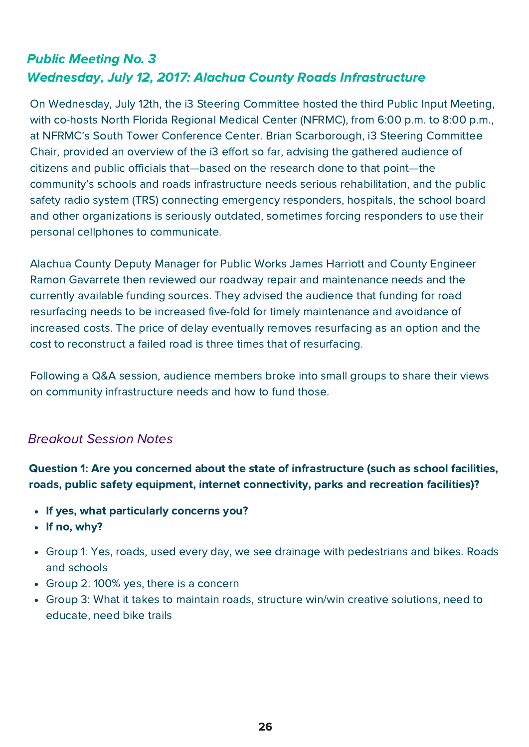## *Public Meeting No. 3*
## *Wednesday, July 12, 2017: Alachua County Roads Infrastructure*

On Wednesday, July 12th, the i3 Steering Committee hosted the third Public Input Meeting, with co-hosts North Florida Regional Medical Center (NFRMC), from 6:00 p.m. to 8:00 p.m., at NFRMC's South Tower Conference Center. Brian Scarborough, i3 Steering Committee Chair, provided an overview of the i3 effort so far, advising the gathered audience of citizens and public officials that—based on the research done to that point—the community's schools and roads infrastructure needs serious rehabilitation, and the public safety radio system (TRS) connecting emergency responders, hospitals, the school board and other organizations is seriously outdated, sometimes forcing responders to use their personal cellphones to communicate.

Alachua County Deputy Manager for Public Works James Harriott and County Engineer Ramon Gavarrete then reviewed our roadway repair and maintenance needs and the currently available funding sources. They advised the audience that funding for road resurfacing needs to be increased five-fold for timely maintenance and avoidance of increased costs. The price of delay eventually removes resurfacing as an option and the cost to reconstruct a failed road is three times that of resurfacing.

Following a Q&A session, audience members broke into small groups to share their views on community infrastructure needs and how to fund those.

### *Breakout Session Notes*

**Question 1: Are you concerned about the state of infrastructure (such as school facilities, roads, public safety equipment, internet connectivity, parks and recreation facilities)?**

- **If yes, what particularly concerns you?**
- **If no, why?**

- Group 1: Yes, roads, used every day, we see drainage with pedestrians and bikes. Roads and schools
- Group 2: 100% yes, there is a concern
- Group 3: What it takes to maintain roads, structure win/win creative solutions, need to educate, need bike trails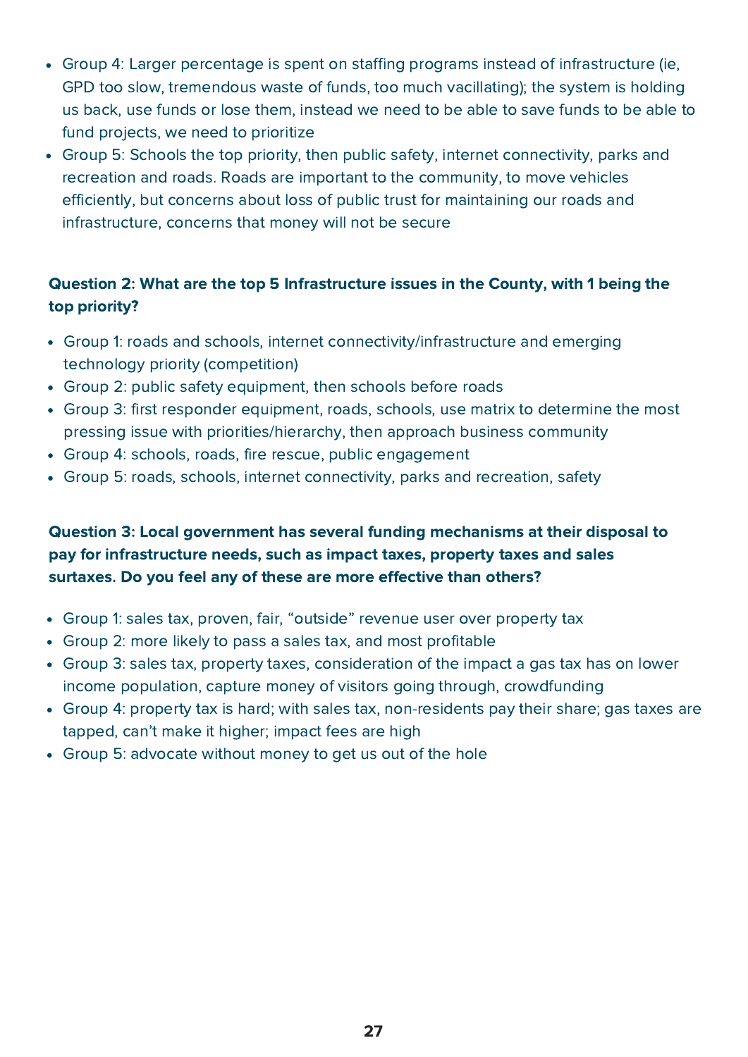- Group 4: Larger percentage is spent on staffing programs instead of infrastructure (ie, GPD too slow, tremendous waste of funds, too much vacillating); the system is holding us back, use funds or lose them, instead we need to be able to save funds to be able to fund projects, we need to prioritize
- Group 5: Schools the top priority, then public safety, internet connectivity, parks and recreation and roads. Roads are important to the community, to move vehicles efficiently, but concerns about loss of public trust for maintaining our roads and infrastructure, concerns that money will not be secure

**Question 2: What are the top 5 Infrastructure issues in the County, with 1 being the top priority?**

- Group 1: roads and schools, internet connectivity/infrastructure and emerging technology priority (competition)
- Group 2: public safety equipment, then schools before roads
- Group 3: first responder equipment, roads, schools, use matrix to determine the most pressing issue with priorities/hierarchy, then approach business community
- Group 4: schools, roads, fire rescue, public engagement
- Group 5: roads, schools, internet connectivity, parks and recreation, safety

**Question 3: Local government has several funding mechanisms at their disposal to pay for infrastructure needs, such as impact taxes, property taxes and sales surtaxes. Do you feel any of these are more effective than others?**

- Group 1: sales tax, proven, fair, “outside” revenue user over property tax
- Group 2: more likely to pass a sales tax, and most profitable
- Group 3: sales tax, property taxes, consideration of the impact a gas tax has on lower income population, capture money of visitors going through, crowdfunding
- Group 4: property tax is hard; with sales tax, non-residents pay their share; gas taxes are tapped, can’t make it higher; impact fees are high
- Group 5: advocate without money to get us out of the hole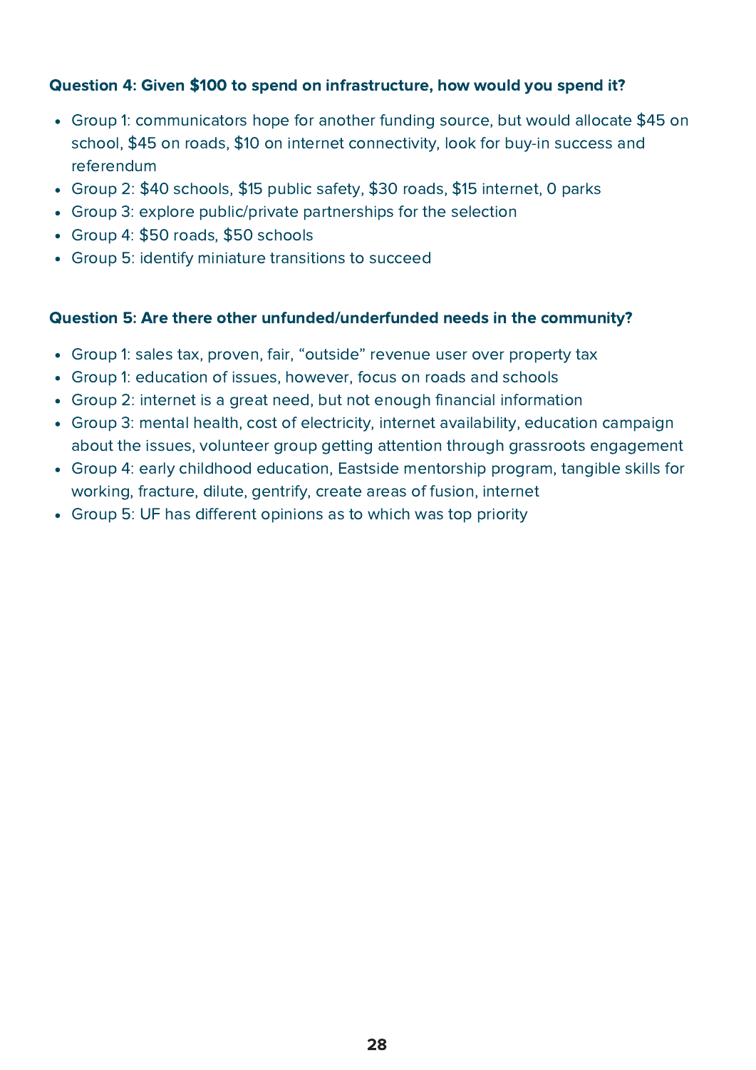**Question 4: Given $100 to spend on infrastructure, how would you spend it?**

- Group 1: communicators hope for another funding source, but would allocate $45 on school, $45 on roads, $10 on internet connectivity, look for buy-in success and referendum
- Group 2: $40 schools, $15 public safety, $30 roads, $15 internet, 0 parks
- Group 3: explore public/private partnerships for the selection
- Group 4: $50 roads, $50 schools
- Group 5: identify miniature transitions to succeed

**Question 5: Are there other unfunded/underfunded needs in the community?**

- Group 1: sales tax, proven, fair, "outside" revenue user over property tax
- Group 1: education of issues, however, focus on roads and schools
- Group 2: internet is a great need, but not enough financial information
- Group 3: mental health, cost of electricity, internet availability, education campaign about the issues, volunteer group getting attention through grassroots engagement
- Group 4: early childhood education, Eastside mentorship program, tangible skills for working, fracture, dilute, gentrify, create areas of fusion, internet
- Group 5: UF has different opinions as to which was top priority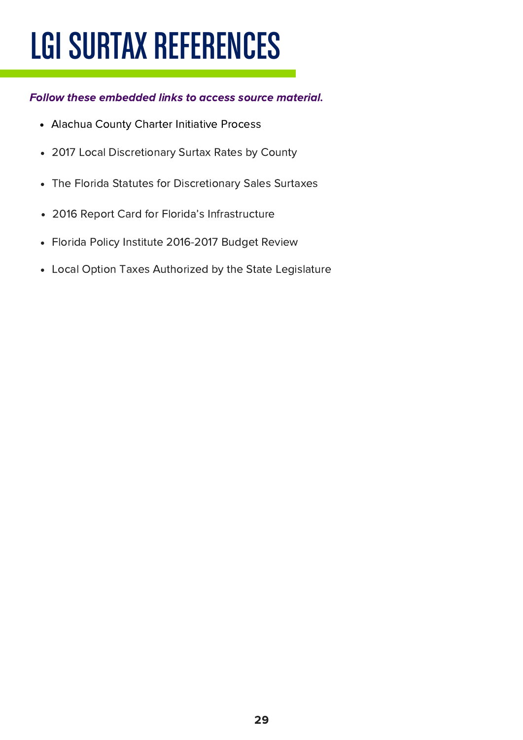# LGI SURTAX REFERENCES

***Follow these embedded links to access source material.***

- Alachua County Charter Initiative Process
- 2017 Local Discretionary Surtax Rates by County
- The Florida Statutes for Discretionary Sales Surtaxes
- 2016 Report Card for Florida's Infrastructure
- Florida Policy Institute 2016-2017 Budget Review
- Local Option Taxes Authorized by the State Legislature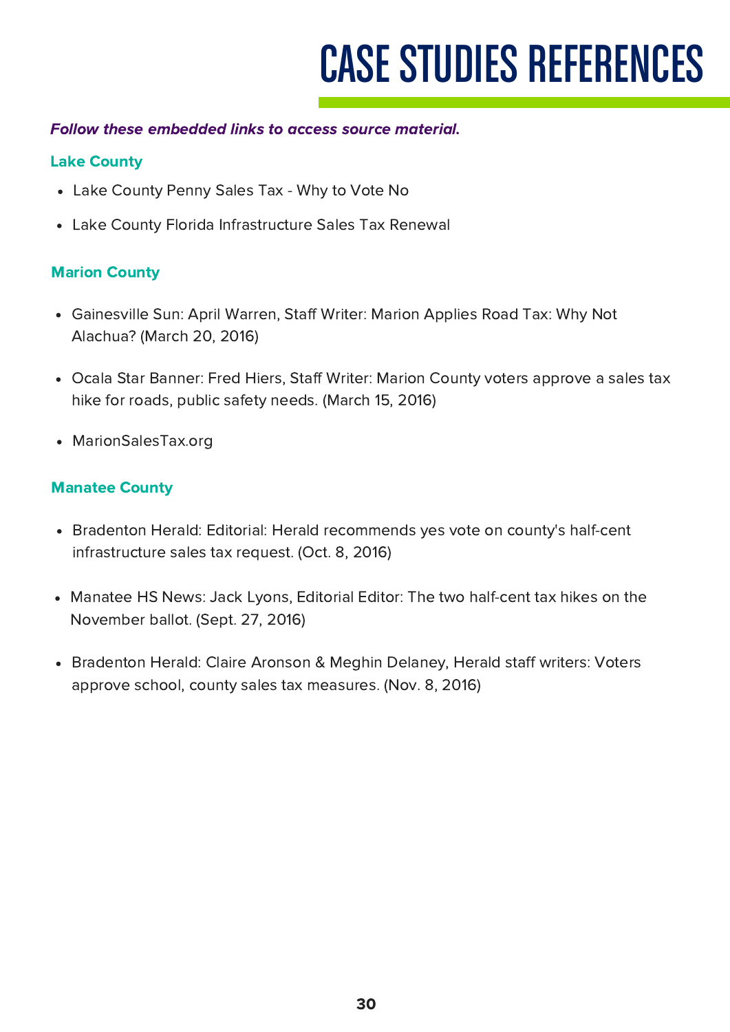# CASE STUDIES REFERENCES

***Follow these embedded links to access source material.***

### Lake County

- Lake County Penny Sales Tax - Why to Vote No
- Lake County Florida Infrastructure Sales Tax Renewal

### Marion County

- Gainesville Sun: April Warren, Staff Writer: Marion Applies Road Tax: Why Not Alachua? (March 20, 2016)
- Ocala Star Banner: Fred Hiers, Staff Writer: Marion County voters approve a sales tax hike for roads, public safety needs. (March 15, 2016)
- MarionSalesTax.org

### Manatee County

- Bradenton Herald: Editorial: Herald recommends yes vote on county's half-cent infrastructure sales tax request. (Oct. 8, 2016)
- Manatee HS News: Jack Lyons, Editorial Editor: The two half-cent tax hikes on the November ballot. (Sept. 27, 2016)
- Bradenton Herald: Claire Aronson & Meghin Delaney, Herald staff writers: Voters approve school, county sales tax measures. (Nov. 8, 2016)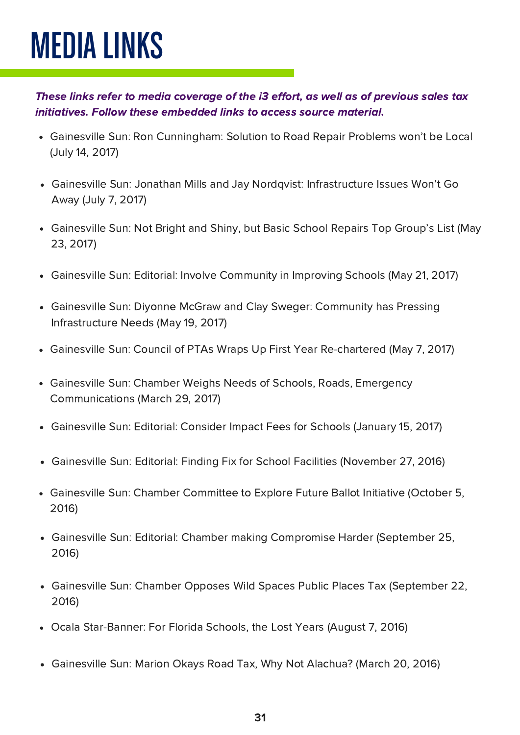# MEDIA LINKS

***These links refer to media coverage of the i3 effort, as well as of previous sales tax initiatives. Follow these embedded links to access source material.***

- Gainesville Sun: Ron Cunningham: Solution to Road Repair Problems won't be Local (July 14, 2017)
- Gainesville Sun: Jonathan Mills and Jay Nordqvist: Infrastructure Issues Won't Go Away (July 7, 2017)
- Gainesville Sun: Not Bright and Shiny, but Basic School Repairs Top Group's List (May 23, 2017)
- Gainesville Sun: Editorial: Involve Community in Improving Schools (May 21, 2017)
- Gainesville Sun: Diyonne McGraw and Clay Sweger: Community has Pressing Infrastructure Needs (May 19, 2017)
- Gainesville Sun: Council of PTAs Wraps Up First Year Re-chartered (May 7, 2017)
- Gainesville Sun: Chamber Weighs Needs of Schools, Roads, Emergency Communications (March 29, 2017)
- Gainesville Sun: Editorial: Consider Impact Fees for Schools (January 15, 2017)
- Gainesville Sun: Editorial: Finding Fix for School Facilities (November 27, 2016)
- Gainesville Sun: Chamber Committee to Explore Future Ballot Initiative (October 5, 2016)
- Gainesville Sun: Editorial: Chamber making Compromise Harder (September 25, 2016)
- Gainesville Sun: Chamber Opposes Wild Spaces Public Places Tax (September 22, 2016)
- Ocala Star-Banner: For Florida Schools, the Lost Years (August 7, 2016)
- Gainesville Sun: Marion Okays Road Tax, Why Not Alachua? (March 20, 2016)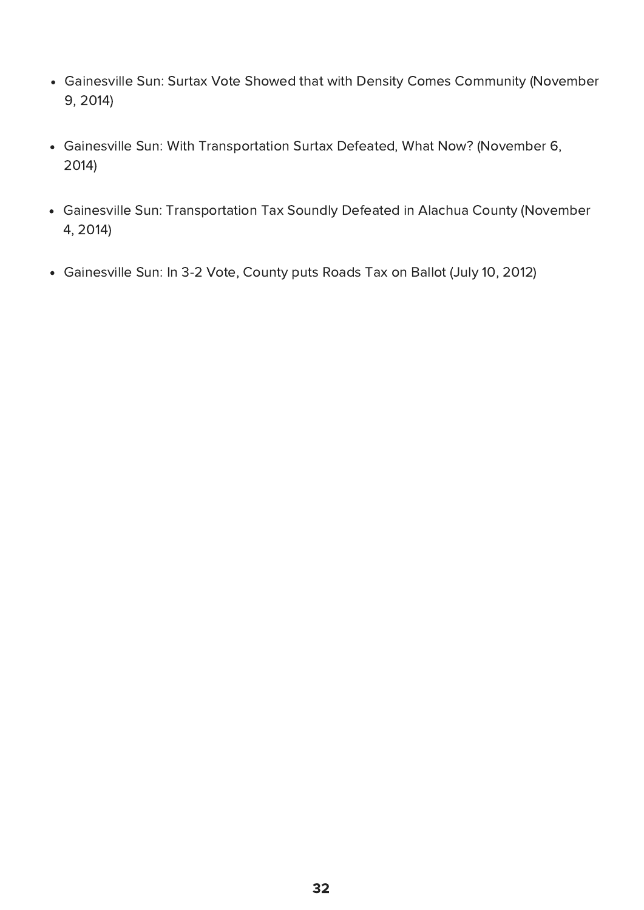- Gainesville Sun: Surtax Vote Showed that with Density Comes Community (November 9, 2014)

- Gainesville Sun: With Transportation Surtax Defeated, What Now? (November 6, 2014)

- Gainesville Sun: Transportation Tax Soundly Defeated in Alachua County (November 4, 2014)

- Gainesville Sun: In 3-2 Vote, County puts Roads Tax on Ballot (July 10, 2012)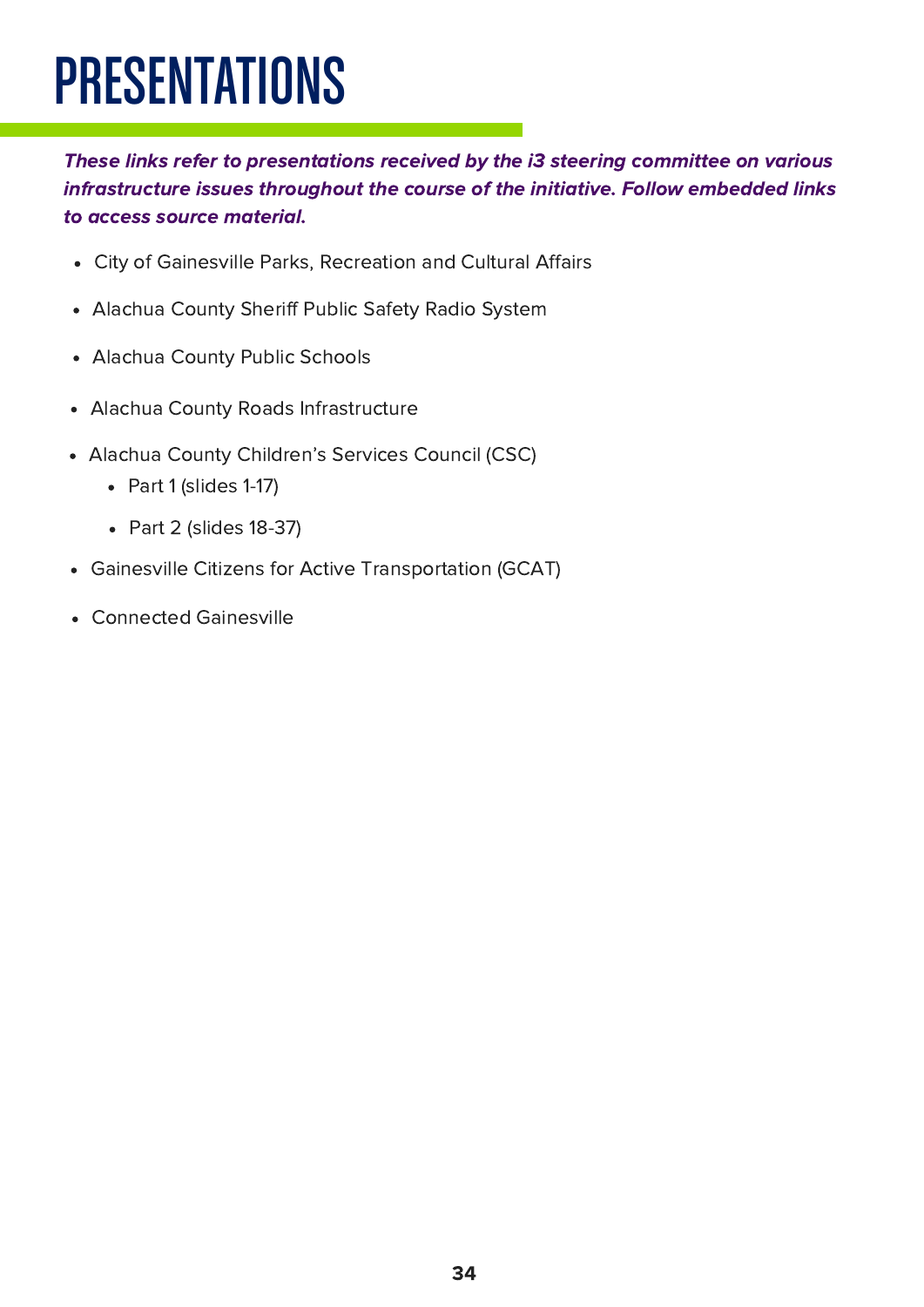# PRESENTATIONS

***These links refer to presentations received by the i3 steering committee on various infrastructure issues throughout the course of the initiative. Follow embedded links to access source material.***

- City of Gainesville Parks, Recreation and Cultural Affairs
- Alachua County Sheriff Public Safety Radio System
- Alachua County Public Schools
- Alachua County Roads Infrastructure
- Alachua County Children's Services Council (CSC)
  - Part 1 (slides 1-17)
  - Part 2 (slides 18-37)
- Gainesville Citizens for Active Transportation (GCAT)
- Connected Gainesville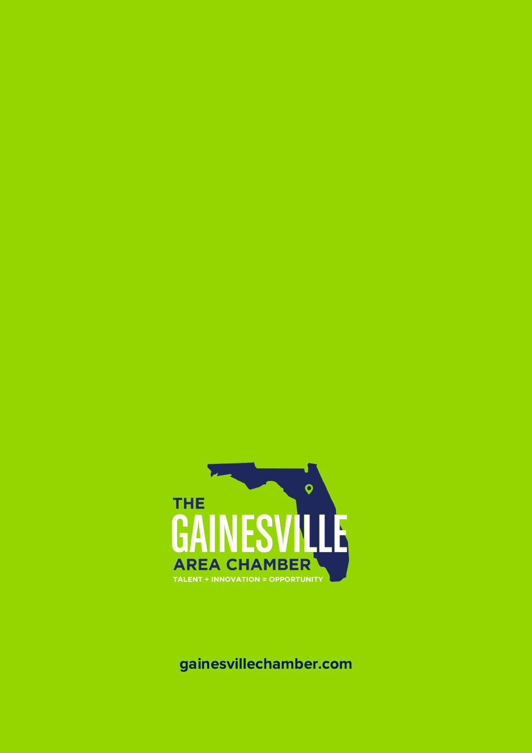THE GAINESVILLE AREA CHAMBER

TALENT + INNOVATION = OPPORTUNITY

gainesvillechamber.com